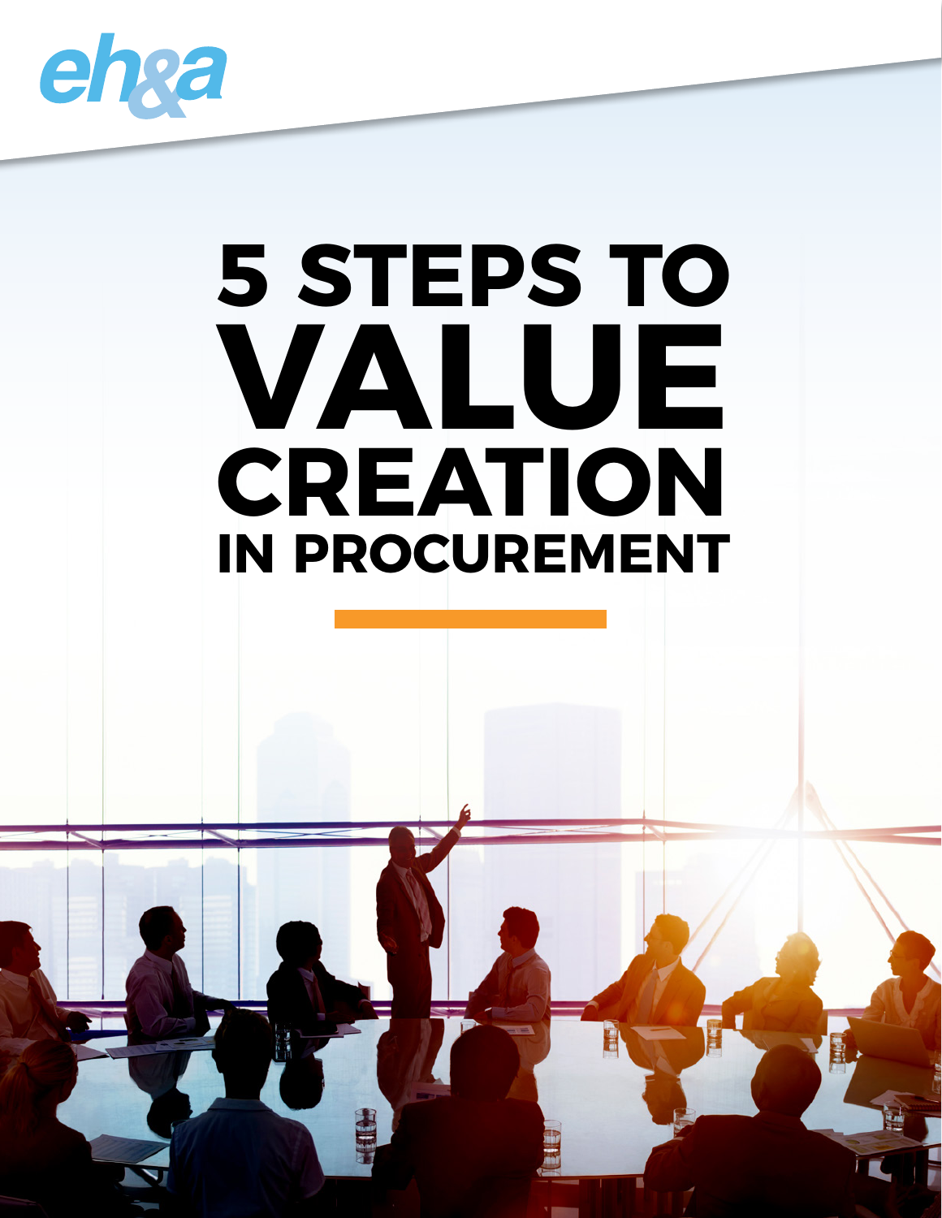eh&a

# 5 STEPS TO VALUE CREATION IN PROCUREMENT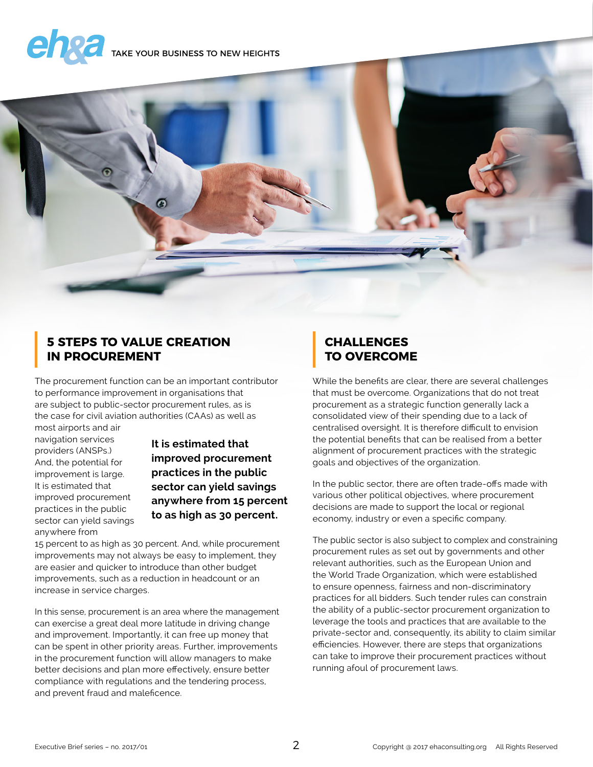## 5 STEPS TO VALUE CREATION IN PROCUREMENT

The procurement function can be an important contributor to performance improvement in organisations that are subject to public-sector procurement rules, as is the case for civil aviation authorities (CAAs) as well as most airports and air navigation services providers (ANSPs.) And, the potential for improvement is large. It is estimated that improved procurement practices in the public sector can yield savings anywhere from 15 percent to as high as 30 percent. And, while procurement improvements may not always be easy to implement, they are easier and quicker to introduce than other budget improvements, such as a reduction in headcount or an increase in service charges.

**It is estimated that improved procurement practices in the public sector can yield savings anywhere from 15 percent to as high as 30 percent.**

In this sense, procurement is an area where the management can exercise a great deal more latitude in driving change and improvement. Importantly, it can free up money that can be spent in other priority areas. Further, improvements in the procurement function will allow managers to make better decisions and plan more effectively, ensure better compliance with regulations and the tendering process, and prevent fraud and maleficence.

## CHALLENGES TO OVERCOME

While the benefits are clear, there are several challenges that must be overcome. Organizations that do not treat procurement as a strategic function generally lack a consolidated view of their spending due to a lack of centralised oversight. It is therefore difficult to envision the potential benefits that can be realised from a better alignment of procurement practices with the strategic goals and objectives of the organization.

In the public sector, there are often trade-offs made with various other political objectives, where procurement decisions are made to support the local or regional economy, industry or even a specific company.

The public sector is also subject to complex and constraining procurement rules as set out by governments and other relevant authorities, such as the European Union and the World Trade Organization, which were established to ensure openness, fairness and non-discriminatory practices for all bidders. Such tender rules can constrain the ability of a public-sector procurement organization to leverage the tools and practices that are available to the private-sector and, consequently, its ability to claim similar efficiencies. However, there are steps that organizations can take to improve their procurement practices without running afoul of procurement laws.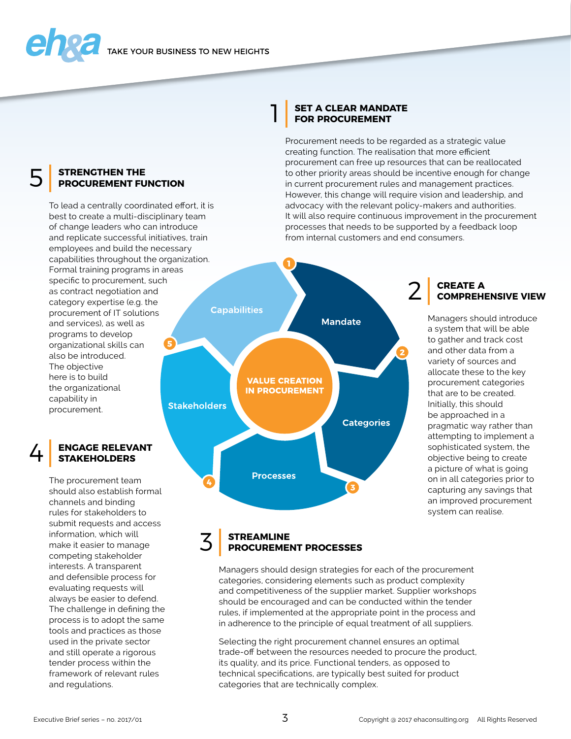## 1 SET A CLEAR MANDATE FOR PROCUREMENT

Procurement needs to be regarded as a strategic value creating function. The realisation that more efficient procurement can free up resources that can be reallocated to other priority areas should be incentive enough for change in current procurement rules and management practices. However, this change will require vision and leadership, and advocacy with the relevant policy-makers and authorities. It will also require continuous improvement in the procurement processes that needs to be supported by a feedback loop from internal customers and end consumers.

## 2 CREATE A COMPREHENSIVE VIEW

Managers should introduce a system that will be able to gather and track cost and other data from a variety of sources and allocate these to the key procurement categories that are to be created. Initially, this should be approached in a pragmatic way rather than attempting to implement a sophisticated system, the objective being to create a picture of what is going on in all categories prior to capturing any savings that an improved procurement system can realise.

## 3 STREAMLINE PROCUREMENT PROCESSES

Managers should design strategies for each of the procurement categories, considering elements such as product complexity and competitiveness of the supplier market. Supplier workshops should be encouraged and can be conducted within the tender rules, if implemented at the appropriate point in the process and in adherence to the principle of equal treatment of all suppliers.

Selecting the right procurement channel ensures an optimal trade-off between the resources needed to procure the product, its quality, and its price. Functional tenders, as opposed to technical specifications, are typically best suited for product categories that are technically complex.

## 4 ENGAGE RELEVANT STAKEHOLDERS

The procurement team should also establish formal channels and binding rules for stakeholders to submit requests and access information, which will make it easier to manage competing stakeholder interests. A transparent and defensible process for evaluating requests will always be easier to defend. The challenge in defining the process is to adopt the same tools and practices as those used in the private sector and still operate a rigorous tender process within the framework of relevant rules and regulations.

## 5 STRENGTHEN THE PROCUREMENT FUNCTION

To lead a centrally coordinated effort, it is best to create a multi-disciplinary team of change leaders who can introduce and replicate successful initiatives, train employees and build the necessary capabilities throughout the organization. Formal training programs in areas specific to procurement, such as contract negotiation and category expertise (e.g. the procurement of IT solutions and services), as well as programs to develop organizational skills can also be introduced. The objective here is to build the organizational capability in procurement.

VALUE CREATION IN PROCUREMENT

1 Mandate
2 Categories
3 Processes
4 Stakeholders
5 Capabilities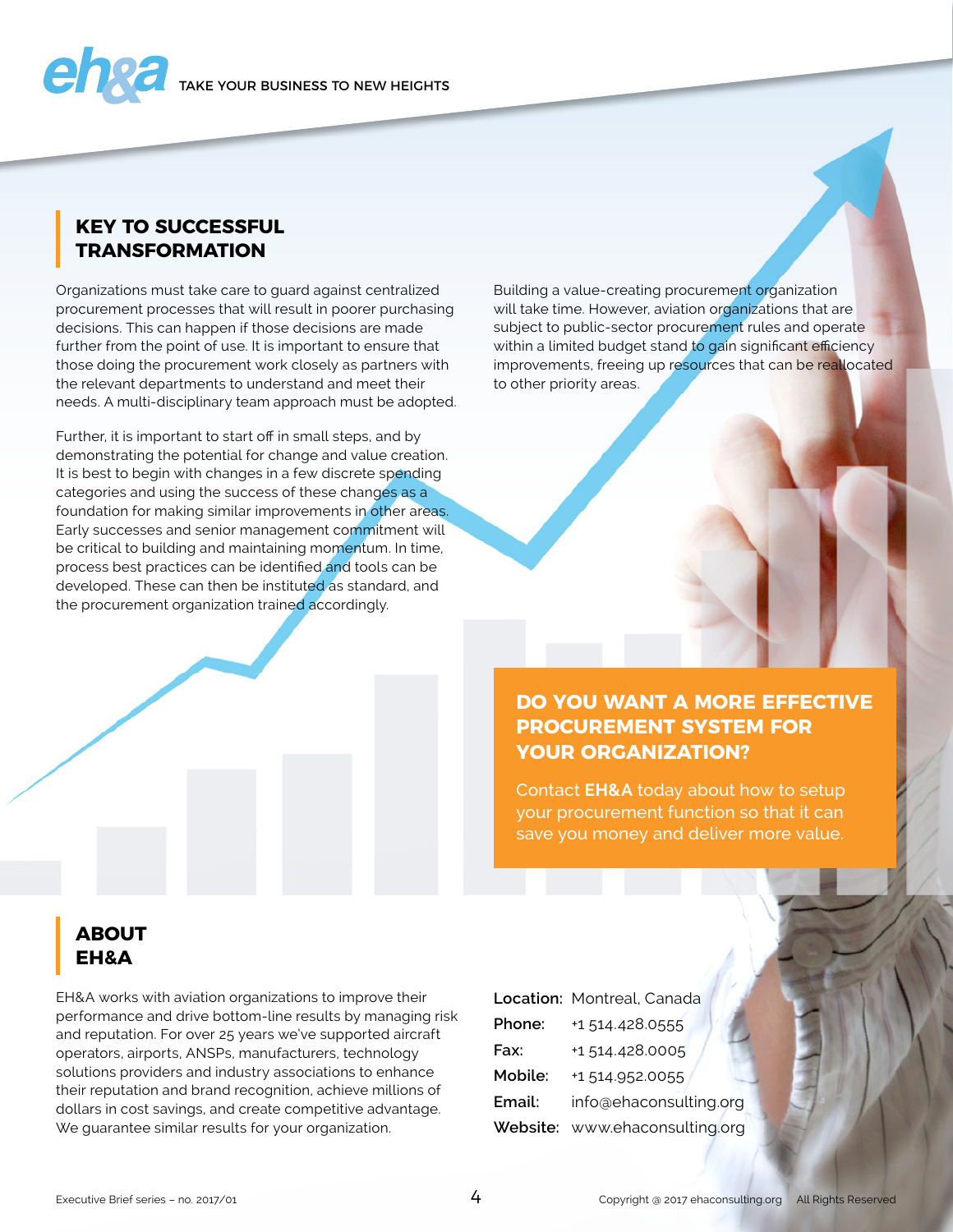## KEY TO SUCCESSFUL TRANSFORMATION

Organizations must take care to guard against centralized procurement processes that will result in poorer purchasing decisions. This can happen if those decisions are made further from the point of use. It is important to ensure that those doing the procurement work closely as partners with the relevant departments to understand and meet their needs. A multi-disciplinary team approach must be adopted.

Further, it is important to start off in small steps, and by demonstrating the potential for change and value creation. It is best to begin with changes in a few discrete spending categories and using the success of these changes as a foundation for making similar improvements in other areas. Early successes and senior management commitment will be critical to building and maintaining momentum. In time, process best practices can be identified and tools can be developed. These can then be instituted as standard, and the procurement organization trained accordingly.

Building a value-creating procurement organization will take time. However, aviation organizations that are subject to public-sector procurement rules and operate within a limited budget stand to gain significant efficiency improvements, freeing up resources that can be reallocated to other priority areas.

### DO YOU WANT A MORE EFFECTIVE PROCUREMENT SYSTEM FOR YOUR ORGANIZATION?

Contact **EH&A** today about how to setup your procurement function so that it can save you money and deliver more value.

## ABOUT EH&A

EH&A works with aviation organizations to improve their performance and drive bottom-line results by managing risk and reputation. For over 25 years we've supported aircraft operators, airports, ANSPs, manufacturers, technology solutions providers and industry associations to enhance their reputation and brand recognition, achieve millions of dollars in cost savings, and create competitive advantage. We guarantee similar results for your organization.

| | |
|---|---|
| **Location:** | Montreal, Canada |
| **Phone:** | +1 514.428.0555 |
| **Fax:** | +1 514.428.0005 |
| **Mobile:** | +1 514.952.0055 |
| **Email:** | info@ehaconsulting.org |
| **Website:** | www.ehaconsulting.org |